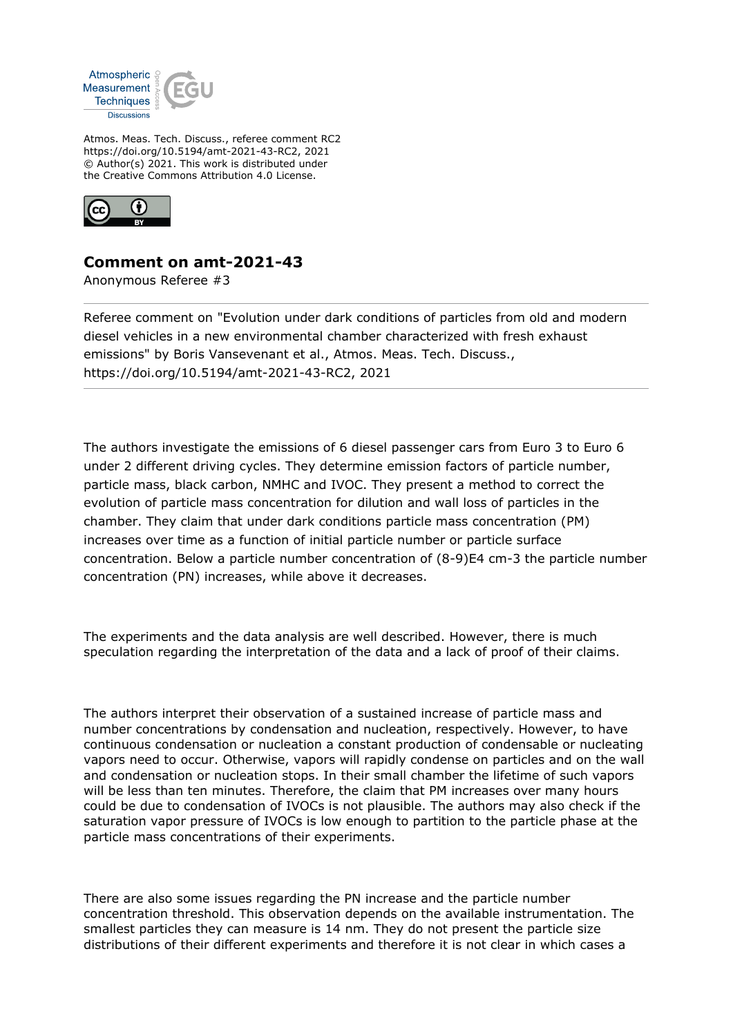Atmos. Meas. Tech. Discuss., referee comment RC2
https://doi.org/10.5194/amt-2021-43-RC2, 2021
© Author(s) 2021. This work is distributed under
the Creative Commons Attribution 4.0 License.

## Comment on amt-2021-43

Anonymous Referee #3

Referee comment on "Evolution under dark conditions of particles from old and modern diesel vehicles in a new environmental chamber characterized with fresh exhaust emissions" by Boris Vansevenant et al., Atmos. Meas. Tech. Discuss., https://doi.org/10.5194/amt-2021-43-RC2, 2021

---

The authors investigate the emissions of 6 diesel passenger cars from Euro 3 to Euro 6 under 2 different driving cycles. They determine emission factors of particle number, particle mass, black carbon, NMHC and IVOC. They present a method to correct the evolution of particle mass concentration for dilution and wall loss of particles in the chamber. They claim that under dark conditions particle mass concentration (PM) increases over time as a function of initial particle number or particle surface concentration. Below a particle number concentration of (8-9)E4 cm-3 the particle number concentration (PN) increases, while above it decreases.

The experiments and the data analysis are well described. However, there is much speculation regarding the interpretation of the data and a lack of proof of their claims.

The authors interpret their observation of a sustained increase of particle mass and number concentrations by condensation and nucleation, respectively. However, to have continuous condensation or nucleation a constant production of condensable or nucleating vapors need to occur. Otherwise, vapors will rapidly condense on particles and on the wall and condensation or nucleation stops. In their small chamber the lifetime of such vapors will be less than ten minutes. Therefore, the claim that PM increases over many hours could be due to condensation of IVOCs is not plausible. The authors may also check if the saturation vapor pressure of IVOCs is low enough to partition to the particle phase at the particle mass concentrations of their experiments.

There are also some issues regarding the PN increase and the particle number concentration threshold. This observation depends on the available instrumentation. The smallest particles they can measure is 14 nm. They do not present the particle size distributions of their different experiments and therefore it is not clear in which cases a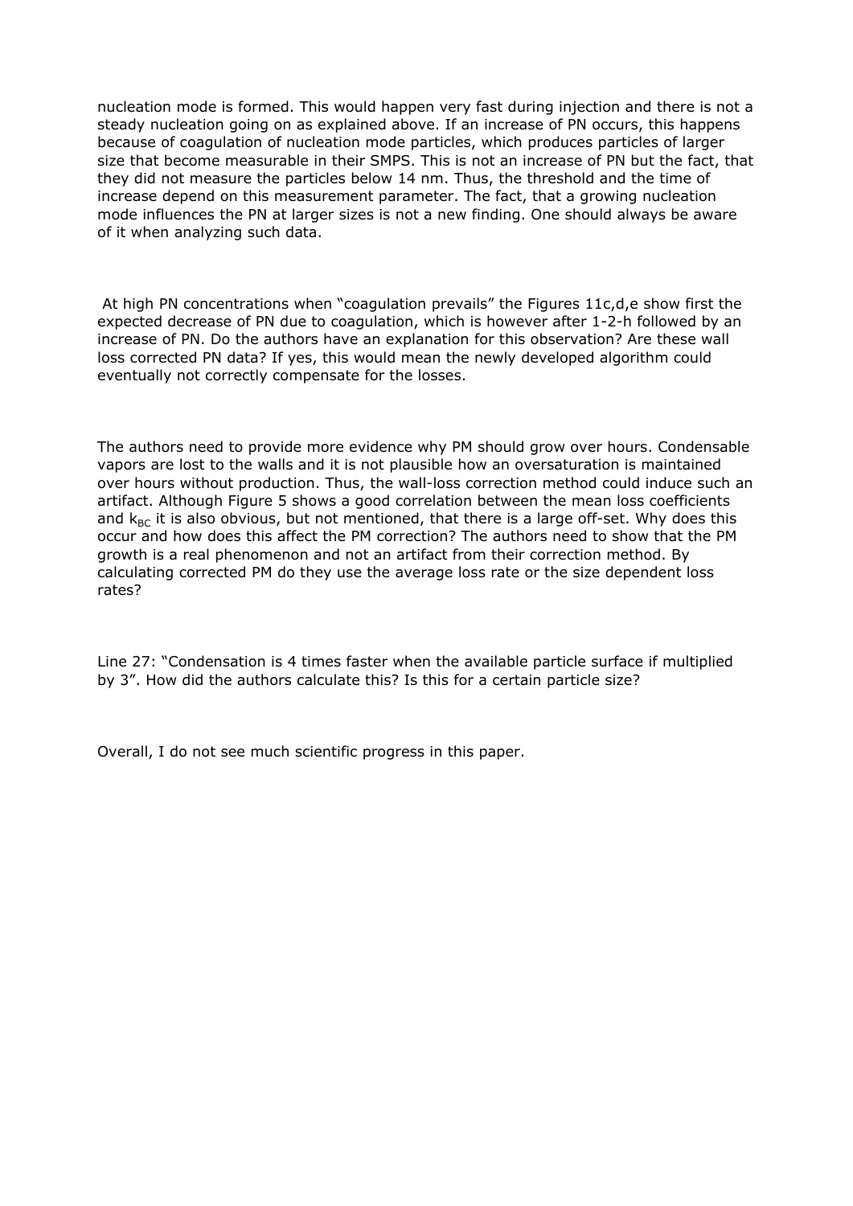nucleation mode is formed. This would happen very fast during injection and there is not a steady nucleation going on as explained above. If an increase of PN occurs, this happens because of coagulation of nucleation mode particles, which produces particles of larger size that become measurable in their SMPS. This is not an increase of PN but the fact, that they did not measure the particles below 14 nm. Thus, the threshold and the time of increase depend on this measurement parameter. The fact, that a growing nucleation mode influences the PN at larger sizes is not a new finding. One should always be aware of it when analyzing such data.

At high PN concentrations when "coagulation prevails" the Figures 11c,d,e show first the expected decrease of PN due to coagulation, which is however after 1-2-h followed by an increase of PN. Do the authors have an explanation for this observation? Are these wall loss corrected PN data? If yes, this would mean the newly developed algorithm could eventually not correctly compensate for the losses.

The authors need to provide more evidence why PM should grow over hours. Condensable vapors are lost to the walls and it is not plausible how an oversaturation is maintained over hours without production. Thus, the wall-loss correction method could induce such an artifact. Although Figure 5 shows a good correlation between the mean loss coefficients and $k_{BC}$ it is also obvious, but not mentioned, that there is a large off-set. Why does this occur and how does this affect the PM correction? The authors need to show that the PM growth is a real phenomenon and not an artifact from their correction method. By calculating corrected PM do they use the average loss rate or the size dependent loss rates?

Line 27: "Condensation is 4 times faster when the available particle surface if multiplied by 3". How did the authors calculate this? Is this for a certain particle size?

Overall, I do not see much scientific progress in this paper.